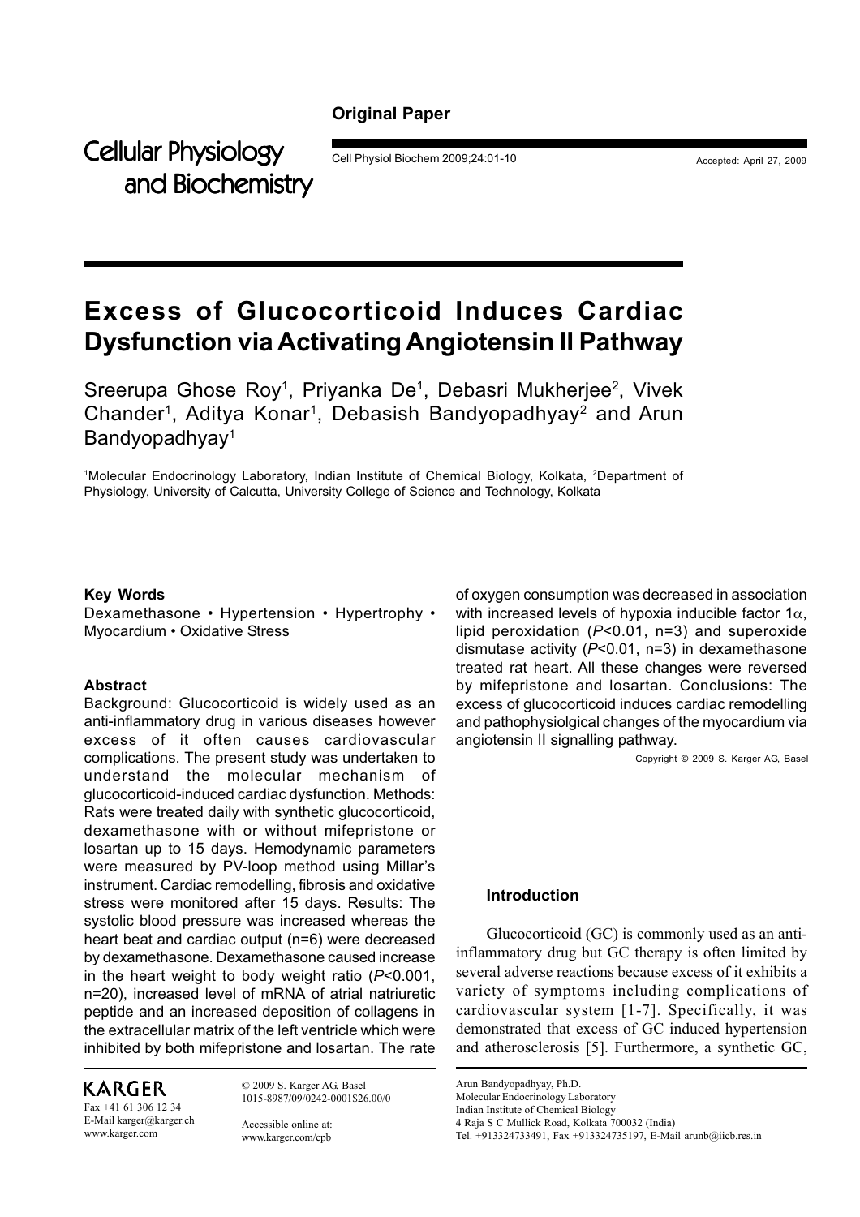Original Paper

Cellular Physiology and Biochemistry

Accepted: April 27, 2009

# Excess of Glucocorticoid Induces Cardiac Dysfunction via Activating Angiotensin II Pathway

Sreerupa Ghose Roy[1], Priyanka De[1], Debasri Mukherjee[2], Vivek Chander[1], Aditya Konar[1], Debasish Bandyopadhyay[2] and Arun Bandyopadhyay[1]

[1]Molecular Endocrinology Laboratory, Indian Institute of Chemical Biology, Kolkata, [2]Department of Physiology, University of Calcutta, University College of Science and Technology, Kolkata

### Key Words

Dexamethasone • Hypertension • Hypertrophy • Myocardium • Oxidative Stress

### Abstract

Background: Glucocorticoid is widely used as an anti-inflammatory drug in various diseases however excess of it often causes cardiovascular complications. The present study was undertaken to understand the molecular mechanism of glucocorticoid-induced cardiac dysfunction. Methods: Rats were treated daily with synthetic glucocorticoid, dexamethasone with or without mifepristone or losartan up to 15 days. Hemodynamic parameters were measured by PV-loop method using Millar's instrument. Cardiac remodelling, fibrosis and oxidative stress were monitored after 15 days. Results: The systolic blood pressure was increased whereas the heart beat and cardiac output (n=6) were decreased by dexamethasone. Dexamethasone caused increase in the heart weight to body weight ratio (*P*<0.001, n=20), increased level of mRNA of atrial natriuretic peptide and an increased deposition of collagens in the extracellular matrix of the left ventricle which were inhibited by both mifepristone and losartan. The rate of oxygen consumption was decreased in association with increased levels of hypoxia inducible factor 1$\alpha$, lipid peroxidation (*P*<0.01, n=3) and superoxide dismutase activity (*P*<0.01, n=3) in dexamethasone treated rat heart. All these changes were reversed by mifepristone and losartan. Conclusions: The excess of glucocorticoid induces cardiac remodelling and pathophysiolgical changes of the myocardium via angiotensin II signalling pathway.

Copyright © 2009 S. Karger AG, Basel

### Introduction

Glucocorticoid (GC) is commonly used as an anti-inflammatory drug but GC therapy is often limited by several adverse reactions because excess of it exhibits a variety of symptoms including complications of cardiovascular system [1-7]. Specifically, it was demonstrated that excess of GC induced hypertension and atherosclerosis [5]. Furthermore, a synthetic GC,

KARGER
Fax +41 61 306 12 34
E-Mail karger@karger.ch
www.karger.com

© 2009 S. Karger AG, Basel
1015-8987/09/0242-0001$26.00/0

Accessible online at:
www.karger.com/cpb

Arun Bandyopadhyay, Ph.D.
Molecular Endocrinology Laboratory
Indian Institute of Chemical Biology
4 Raja S C Mullick Road, Kolkata 700032 (India)
Tel. +913324733491, Fax +913324735197, E-Mail arunb@iicb.res.in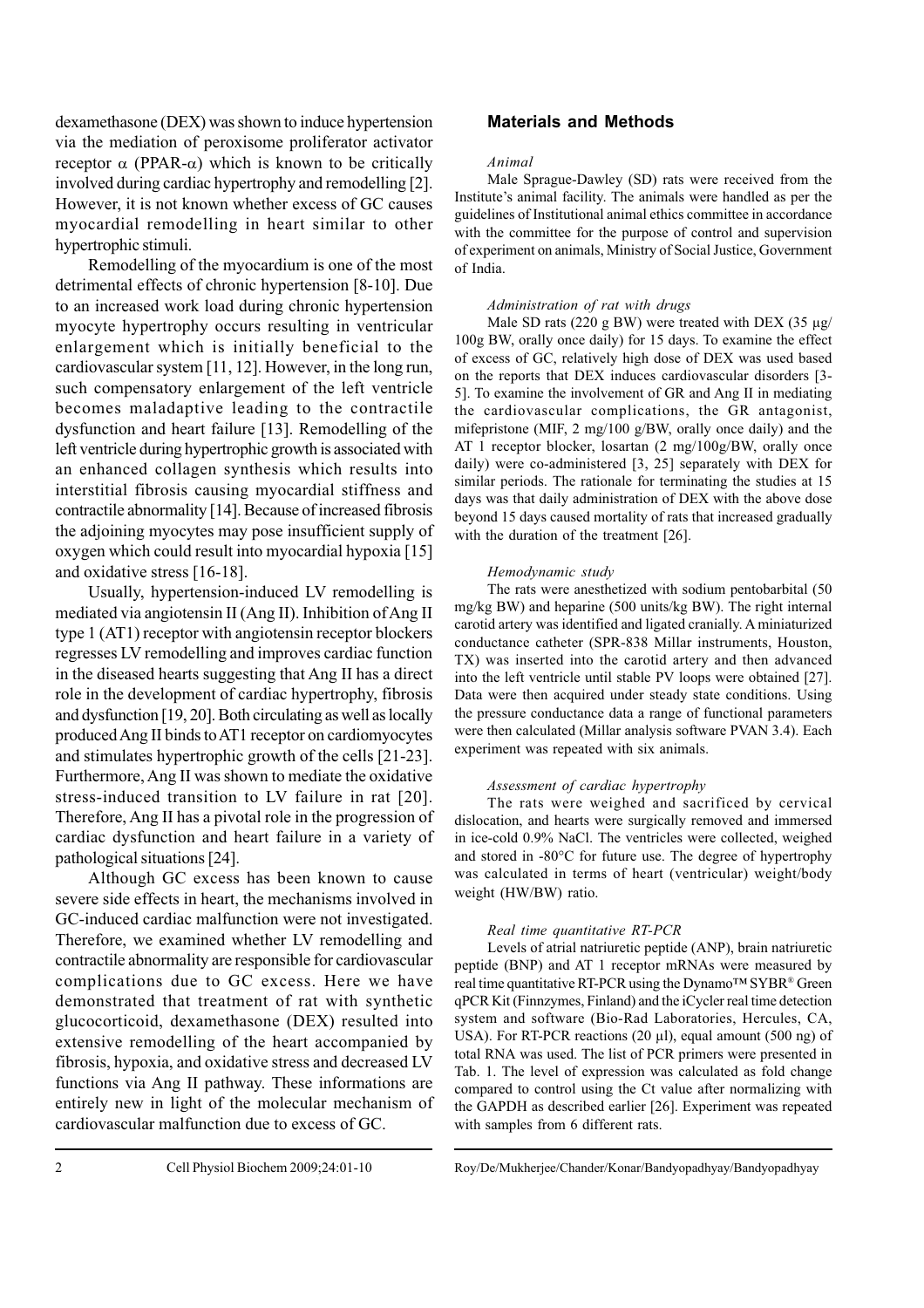dexamethasone (DEX) was shown to induce hypertension via the mediation of peroxisome proliferator activator receptor $\alpha$ (PPAR-$\alpha$) which is known to be critically involved during cardiac hypertrophy and remodelling [2]. However, it is not known whether excess of GC causes myocardial remodelling in heart similar to other hypertrophic stimuli.

Remodelling of the myocardium is one of the most detrimental effects of chronic hypertension [8-10]. Due to an increased work load during chronic hypertension myocyte hypertrophy occurs resulting in ventricular enlargement which is initially beneficial to the cardiovascular system [11, 12]. However, in the long run, such compensatory enlargement of the left ventricle becomes maladaptive leading to the contractile dysfunction and heart failure [13]. Remodelling of the left ventricle during hypertrophic growth is associated with an enhanced collagen synthesis which results into interstitial fibrosis causing myocardial stiffness and contractile abnormality [14]. Because of increased fibrosis the adjoining myocytes may pose insufficient supply of oxygen which could result into myocardial hypoxia [15] and oxidative stress [16-18].

Usually, hypertension-induced LV remodelling is mediated via angiotensin II (Ang II). Inhibition of Ang II type 1 (AT1) receptor with angiotensin receptor blockers regresses LV remodelling and improves cardiac function in the diseased hearts suggesting that Ang II has a direct role in the development of cardiac hypertrophy, fibrosis and dysfunction [19, 20]. Both circulating as well as locally produced Ang II binds to AT1 receptor on cardiomyocytes and stimulates hypertrophic growth of the cells [21-23]. Furthermore, Ang II was shown to mediate the oxidative stress-induced transition to LV failure in rat [20]. Therefore, Ang II has a pivotal role in the progression of cardiac dysfunction and heart failure in a variety of pathological situations [24].

Although GC excess has been known to cause severe side effects in heart, the mechanisms involved in GC-induced cardiac malfunction were not investigated. Therefore, we examined whether LV remodelling and contractile abnormality are responsible for cardiovascular complications due to GC excess. Here we have demonstrated that treatment of rat with synthetic glucocorticoid, dexamethasone (DEX) resulted into extensive remodelling of the heart accompanied by fibrosis, hypoxia, and oxidative stress and decreased LV functions via Ang II pathway. These informations are entirely new in light of the molecular mechanism of cardiovascular malfunction due to excess of GC.

## Materials and Methods

*Animal*

Male Sprague-Dawley (SD) rats were received from the Institute's animal facility. The animals were handled as per the guidelines of Institutional animal ethics committee in accordance with the committee for the purpose of control and supervision of experiment on animals, Ministry of Social Justice, Government of India.

*Administration of rat with drugs*

Male SD rats (220 g BW) were treated with DEX (35 µg/100g BW, orally once daily) for 15 days. To examine the effect of excess of GC, relatively high dose of DEX was used based on the reports that DEX induces cardiovascular disorders [3-5]. To examine the involvement of GR and Ang II in mediating the cardiovascular complications, the GR antagonist, mifepristone (MIF, 2 mg/100 g/BW, orally once daily) and the AT 1 receptor blocker, losartan (2 mg/100g/BW, orally once daily) were co-administered [3, 25] separately with DEX for similar periods. The rationale for terminating the studies at 15 days was that daily administration of DEX with the above dose beyond 15 days caused mortality of rats that increased gradually with the duration of the treatment [26].

*Hemodynamic study*

The rats were anesthetized with sodium pentobarbital (50 mg/kg BW) and heparine (500 units/kg BW). The right internal carotid artery was identified and ligated cranially. A miniaturized conductance catheter (SPR-838 Millar instruments, Houston, TX) was inserted into the carotid artery and then advanced into the left ventricle until stable PV loops were obtained [27]. Data were then acquired under steady state conditions. Using the pressure conductance data a range of functional parameters were then calculated (Millar analysis software PVAN 3.4). Each experiment was repeated with six animals.

*Assessment of cardiac hypertrophy*

The rats were weighed and sacrificed by cervical dislocation, and hearts were surgically removed and immersed in ice-cold 0.9% NaCl. The ventricles were collected, weighed and stored in -80°C for future use. The degree of hypertrophy was calculated in terms of heart (ventricular) weight/body weight (HW/BW) ratio.

*Real time quantitative RT-PCR*

Levels of atrial natriuretic peptide (ANP), brain natriuretic peptide (BNP) and AT 1 receptor mRNAs were measured by real time quantitative RT-PCR using the Dynamo™ SYBR® Green qPCR Kit (Finnzymes, Finland) and the iCycler real time detection system and software (Bio-Rad Laboratories, Hercules, CA, USA). For RT-PCR reactions (20 µl), equal amount (500 ng) of total RNA was used. The list of PCR primers were presented in Tab. 1. The level of expression was calculated as fold change compared to control using the Ct value after normalizing with the GAPDH as described earlier [26]. Experiment was repeated with samples from 6 different rats.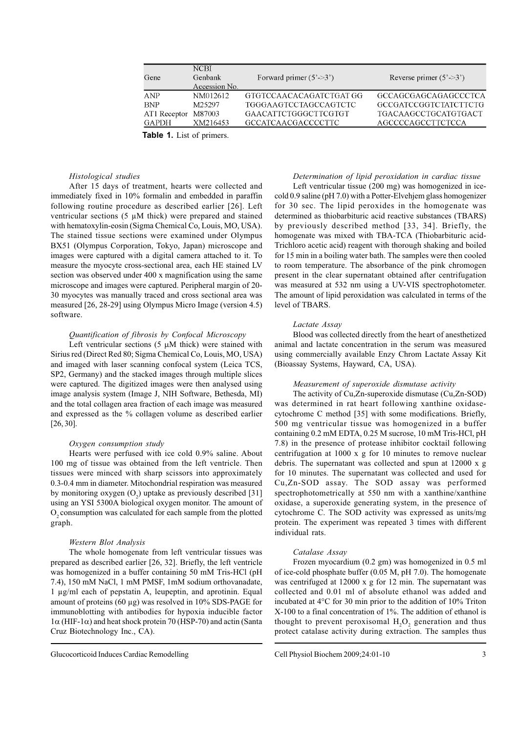| Gene | NCBI Genbank Accession No. | Forward primer (5'->3') | Reverse primer (5'->3') |
|---|---|---|---|
| ANP | NM012612 | GTGTCCAACACAGATCTGAT GG | GCCAGCGAGCAGAGCCCTCA |
| BNP | M25297 | TGGGAAGTCCTAGCCAGTCTC | GCCGATCCGGTCTATCTTCTG |
| AT1 Receptor | M87003 | GAACATTCTGGGCTTCGTGT | TGACAAGCCTGCATGTGACT |
| GAPDH | XM216453 | GCCATCAACGACCCCTTC | AGCCCCAGCCTTCTCCA |

**Table 1.** List of primers.

*Histological studies*

After 15 days of treatment, hearts were collected and immediately fixed in 10% formalin and embedded in paraffin following routine procedure as described earlier [26]. Left ventricular sections (5 µM thick) were prepared and stained with hematoxylin-eosin (Sigma Chemical Co, Louis, MO, USA). The stained tissue sections were examined under Olympus BX51 (Olympus Corporation, Tokyo, Japan) microscope and images were captured with a digital camera attached to it. To measure the myocyte cross-sectional area, each HE stained LV section was observed under 400 x magnification using the same microscope and images were captured. Peripheral margin of 20-30 myocytes was manually traced and cross sectional area was measured [26, 28-29] using Olympus Micro Image (version 4.5) software.

*Quantification of fibrosis by Confocal Microscopy*

Left ventricular sections (5 µM thick) were stained with Sirius red (Direct Red 80; Sigma Chemical Co, Louis, MO, USA) and imaged with laser scanning confocal system (Leica TCS, SP2, Germany) and the stacked images through multiple slices were captured. The digitized images were then analysed using image analysis system (Image J, NIH Software, Bethesda, MI) and the total collagen area fraction of each image was measured and expressed as the % collagen volume as described earlier [26, 30].

*Oxygen consumption study*

Hearts were perfused with ice cold 0.9% saline. About 100 mg of tissue was obtained from the left ventricle. Then tissues were minced with sharp scissors into approximately 0.3-0.4 mm in diameter. Mitochondrial respiration was measured by monitoring oxygen ($O_2$) uptake as previously described [31] using an YSI 5300A biological oxygen monitor. The amount of $O_2$ consumption was calculated for each sample from the plotted graph.

*Western Blot Analysis*

The whole homogenate from left ventricular tissues was prepared as described earlier [26, 32]. Briefly, the left ventricle was homogenized in a buffer containing 50 mM Tris-HCl (pH 7.4), 150 mM NaCl, 1 mM PMSF, 1mM sodium orthovanadate, 1 µg/ml each of pepstatin A, leupeptin, and aprotinin. Equal amount of proteins (60 µg) was resolved in 10% SDS-PAGE for immunoblotting with antibodies for hypoxia inducible factor 1α (HIF-1α) and heat shock protein 70 (HSP-70) and actin (Santa Cruz Biotechnology Inc., CA).

*Determination of lipid peroxidation in cardiac tissue*

Left ventricular tissue (200 mg) was homogenized in ice-cold 0.9 saline (pH 7.0) with a Potter-Elvehjem glass homogenizer for 30 sec. The lipid peroxides in the homogenate was determined as thiobarbituric acid reactive substances (TBARS) by previously described method [33, 34]. Briefly, the homogenate was mixed with TBA-TCA (Thiobarbituric acid-Trichloro acetic acid) reagent with thorough shaking and boiled for 15 min in a boiling water bath. The samples were then cooled to room temperature. The absorbance of the pink chromogen present in the clear supernatant obtained after centrifugation was measured at 532 nm using a UV-VIS spectrophotometer. The amount of lipid peroxidation was calculated in terms of the level of TBARS.

*Lactate Assay*

Blood was collected directly from the heart of anesthetized animal and lactate concentration in the serum was measured using commercially available Enzy Chrom Lactate Assay Kit (Bioassay Systems, Hayward, CA, USA).

*Measurement of superoxide dismutase activity*

The activity of Cu,Zn-superoxide dismutase (Cu,Zn-SOD) was determined in rat heart following xanthine oxidase-cytochrome C method [35] with some modifications. Briefly, 500 mg ventricular tissue was homogenized in a buffer containing 0.2 mM EDTA, 0.25 M sucrose, 10 mM Tris-HCl, pH 7.8) in the presence of protease inhibitor cocktail following centrifugation at 1000 x g for 10 minutes to remove nuclear debris. The supernatant was collected and spun at 12000 x g for 10 minutes. The supernatant was collected and used for Cu,Zn-SOD assay. The SOD assay was performed spectrophotometrically at 550 nm with a xanthine/xanthine oxidase, a superoxide generating system, in the presence of cytochrome C. The SOD activity was expressed as units/mg protein. The experiment was repeated 3 times with different individual rats.

*Catalase Assay*

Frozen myocardium (0.2 gm) was homogenized in 0.5 ml of ice-cold phosphate buffer (0.05 M, pH 7.0). The homogenate was centrifuged at 12000 x g for 12 min. The supernatant was collected and 0.01 ml of absolute ethanol was added and incubated at 4°C for 30 min prior to the addition of 10% Triton X-100 to a final concentration of 1%. The addition of ethanol is thought to prevent peroxisomal $H_2O_2$ generation and thus protect catalase activity during extraction. The samples thus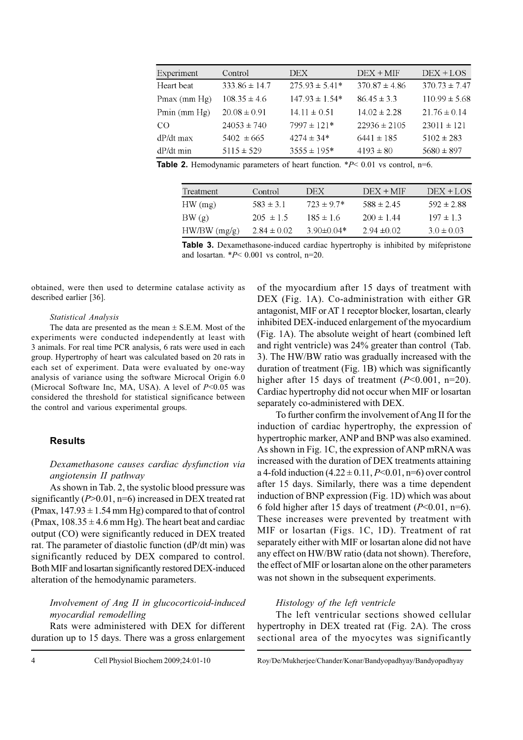| Experiment | Control | DEX | DEX + MIF | DEX + LOS |
|---|---|---|---|---|
| Heart beat | 333.86 ± 14.7 | 275.93 ± 5.41* | 370.87 ± 4.86 | 370.73 ± 7.47 |
| Pmax (mm Hg) | 108.35 ± 4.6 | 147.93 ± 1.54* | 86.45 ± 3.3 | 110.99 ± 5.68 |
| Pmin (mm Hg) | 20.08 ± 0.91 | 14.11 ± 0.51 | 14.02 ± 2.28 | 21.76 ± 0.14 |
| CO | 24053 ± 740 | 7997 ± 121* | 22936 ± 2105 | 23011 ± 121 |
| dP/dt max | 5402 ± 665 | 4274 ± 34* | 6441 ± 185 | 5102 ± 283 |
| dP/dt min | 5115 ± 529 | 3555 ± 195* | 4193 ± 80 | 5680 ± 897 |

**Table 2.** Hemodynamic parameters of heart function. *$P$< 0.01 vs control, n=6.

| Treatment | Control | DEX | DEX + MIF | DEX + LOS |
|---|---|---|---|---|
| HW (mg) | 583 ± 3.1 | 723 ± 9.7* | 588 ± 2.45 | 592 ± 2.88 |
| BW (g) | 205 ± 1.5 | 185 ± 1.6 | 200 ± 1.44 | 197 ± 1.3 |
| HW/BW (mg/g) | 2.84 ± 0.02 | 3.90±0.04* | 2.94 ±0.02 | 3.0 ± 0.03 |

**Table 3.** Dexamethasone-induced cardiac hypertrophy is inhibited by mifepristone and losartan. *$P$< 0.001 vs control, n=20.

obtained, were then used to determine catalase activity as described earlier [36].

*Statistical Analysis*

The data are presented as the mean ± S.E.M. Most of the experiments were conducted independently at least with 3 animals. For real time PCR analysis, 6 rats were used in each group. Hypertrophy of heart was calculated based on 20 rats in each set of experiment. Data were evaluated by one-way analysis of variance using the software Microcal Origin 6.0 (Microcal Software Inc, MA, USA). A level of $P$<0.05 was considered the threshold for statistical significance between the control and various experimental groups.

## Results

*Dexamethasone causes cardiac dysfunction via angiotensin II pathway*

As shown in Tab. 2, the systolic blood pressure was significantly ($P$>0.01, n=6) increased in DEX treated rat (Pmax, 147.93 ± 1.54 mm Hg) compared to that of control (Pmax, 108.35 ± 4.6 mm Hg). The heart beat and cardiac output (CO) were significantly reduced in DEX treated rat. The parameter of diastolic function (dP/dt min) was significantly reduced by DEX compared to control. Both MIF and losartan significantly restored DEX-induced alteration of the hemodynamic parameters.

*Involvement of Ang II in glucocorticoid-induced myocardial remodelling*

Rats were administered with DEX for different duration up to 15 days. There was a gross enlargement of the myocardium after 15 days of treatment with DEX (Fig. 1A). Co-administration with either GR antagonist, MIF or AT 1 receptor blocker, losartan, clearly inhibited DEX-induced enlargement of the myocardium (Fig. 1A). The absolute weight of heart (combined left and right ventricle) was 24% greater than control (Tab. 3). The HW/BW ratio was gradually increased with the duration of treatment (Fig. 1B) which was significantly higher after 15 days of treatment ($P$<0.001, n=20). Cardiac hypertrophy did not occur when MIF or losartan separately co-administered with DEX.

To further confirm the involvement of Ang II for the induction of cardiac hypertrophy, the expression of hypertrophic marker, ANP and BNP was also examined. As shown in Fig. 1C, the expression of ANP mRNA was increased with the duration of DEX treatments attaining a 4-fold induction (4.22 ± 0.11, $P$<0.01, n=6) over control after 15 days. Similarly, there was a time dependent induction of BNP expression (Fig. 1D) which was about 6 fold higher after 15 days of treatment ($P$<0.01, n=6). These increases were prevented by treatment with MIF or losartan (Figs. 1C, 1D). Treatment of rat separately either with MIF or losartan alone did not have any effect on HW/BW ratio (data not shown). Therefore, the effect of MIF or losartan alone on the other parameters was not shown in the subsequent experiments.

*Histology of the left ventricle*

The left ventricular sections showed cellular hypertrophy in DEX treated rat (Fig. 2A). The cross sectional area of the myocytes was significantly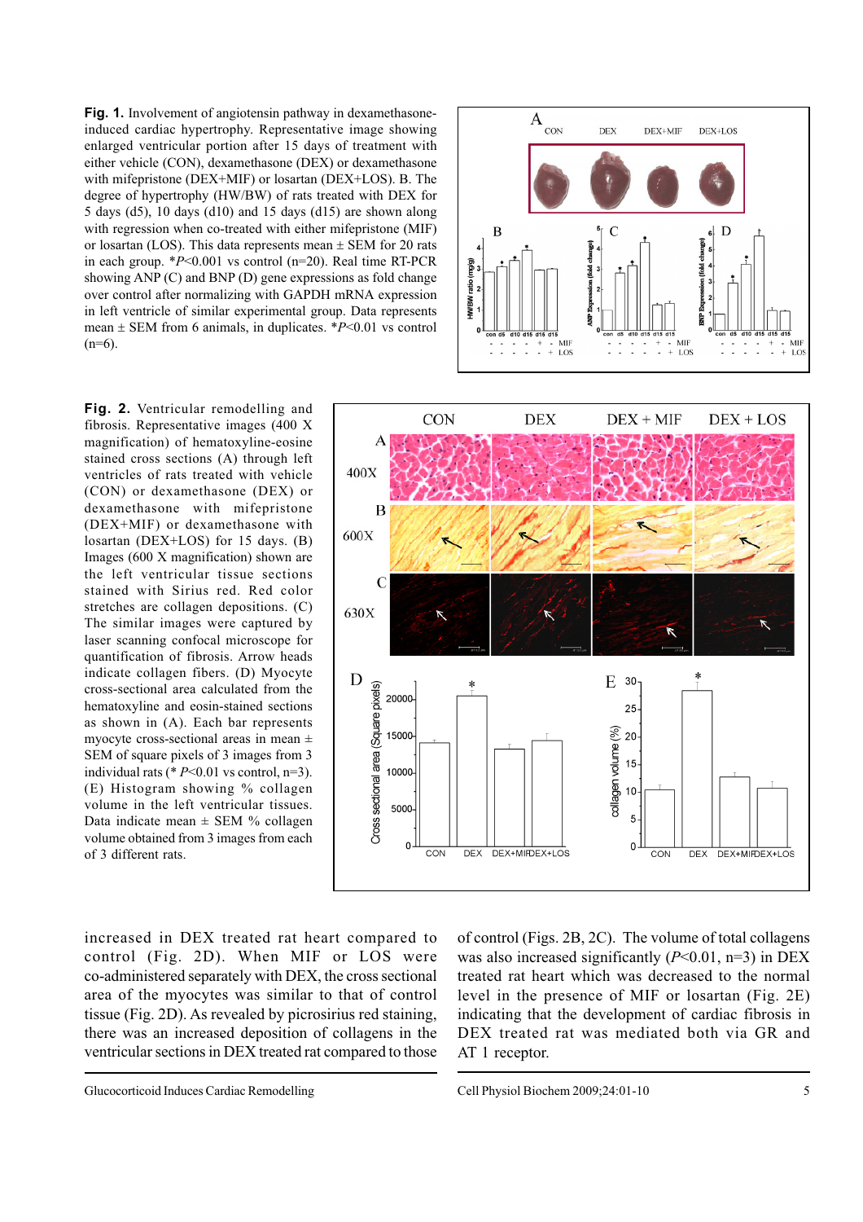**Fig. 1.** Involvement of angiotensin pathway in dexamethasone-induced cardiac hypertrophy. Representative image showing enlarged ventricular portion after 15 days of treatment with either vehicle (CON), dexamethasone (DEX) or dexamethasone with mifepristone (DEX+MIF) or losartan (DEX+LOS). B. The degree of hypertrophy (HW/BW) of rats treated with DEX for 5 days (d5), 10 days (d10) and 15 days (d15) are shown along with regression when co-treated with either mifepristone (MIF) or losartan (LOS). This data represents mean ± SEM for 20 rats in each group. *$P$<0.001 vs control (n=20). Real time RT-PCR showing ANP (C) and BNP (D) gene expressions as fold change over control after normalizing with GAPDH mRNA expression in left ventricle of similar experimental group. Data represents mean ± SEM from 6 animals, in duplicates. *$P$<0.01 vs control (n=6).

**Fig. 2.** Ventricular remodelling and fibrosis. Representative images (400 X magnification) of hematoxyline-eosine stained cross sections (A) through left ventricles of rats treated with vehicle (CON) or dexamethasone (DEX) or dexamethasone with mifepristone (DEX+MIF) or dexamethasone with losartan (DEX+LOS) for 15 days. (B) Images (600 X magnification) shown are the left ventricular tissue sections stained with Sirius red. Red color stretches are collagen depositions. (C) The similar images were captured by laser scanning confocal microscope for quantification of fibrosis. Arrow heads indicate collagen fibers. (D) Myocyte cross-sectional area calculated from the hematoxyline and eosin-stained sections as shown in (A). Each bar represents myocyte cross-sectional areas in mean ± SEM of square pixels of 3 images from 3 individual rats (* $P$<0.01 vs control, n=3). (E) Histogram showing % collagen volume in the left ventricular tissues. Data indicate mean ± SEM % collagen volume obtained from 3 images from each of 3 different rats.

increased in DEX treated rat heart compared to control (Fig. 2D). When MIF or LOS were co-administered separately with DEX, the cross sectional area of the myocytes was similar to that of control tissue (Fig. 2D). As revealed by picrosirius red staining, there was an increased deposition of collagens in the ventricular sections in DEX treated rat compared to those of control (Figs. 2B, 2C). The volume of total collagens was also increased significantly ($P$<0.01, n=3) in DEX treated rat heart which was decreased to the normal level in the presence of MIF or losartan (Fig. 2E) indicating that the development of cardiac fibrosis in DEX treated rat was mediated both via GR and AT 1 receptor.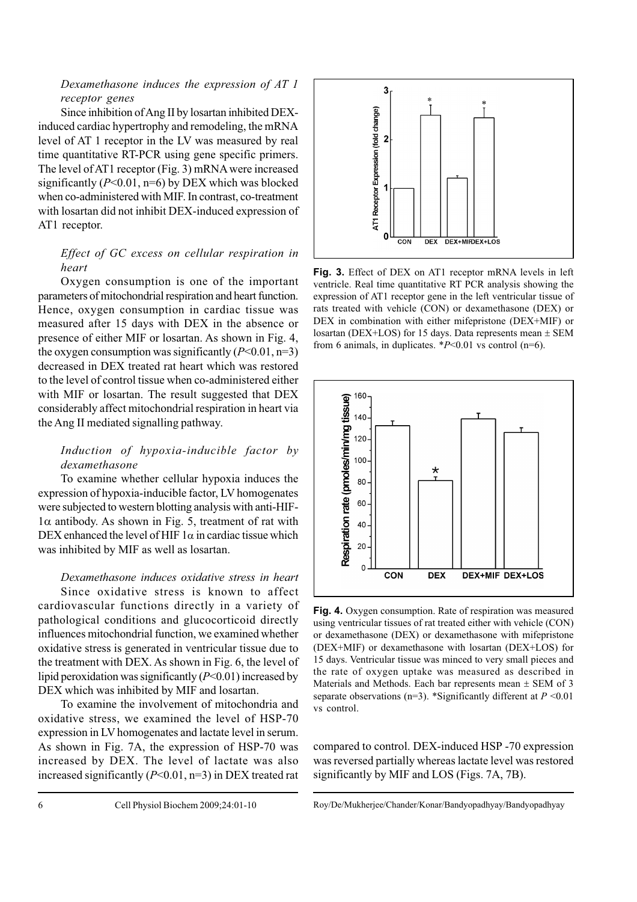*Dexamethasone induces the expression of AT 1 receptor genes*

Since inhibition of Ang II by losartan inhibited DEX-induced cardiac hypertrophy and remodeling, the mRNA level of AT 1 receptor in the LV was measured by real time quantitative RT-PCR using gene specific primers. The level of AT1 receptor (Fig. 3) mRNA were increased significantly ($P<0.01$, n=6) by DEX which was blocked when co-administered with MIF. In contrast, co-treatment with losartan did not inhibit DEX-induced expression of AT1 receptor.

*Effect of GC excess on cellular respiration in heart*

Oxygen consumption is one of the important parameters of mitochondrial respiration and heart function. Hence, oxygen consumption in cardiac tissue was measured after 15 days with DEX in the absence or presence of either MIF or losartan. As shown in Fig. 4, the oxygen consumption was significantly ($P<0.01$, n=3) decreased in DEX treated rat heart which was restored to the level of control tissue when co-administered either with MIF or losartan. The result suggested that DEX considerably affect mitochondrial respiration in heart via the Ang II mediated signalling pathway.

*Induction of hypoxia-inducible factor by dexamethasone*

To examine whether cellular hypoxia induces the expression of hypoxia-inducible factor, LV homogenates were subjected to western blotting analysis with anti-HIF-$1\alpha$ antibody. As shown in Fig. 5, treatment of rat with DEX enhanced the level of HIF $1\alpha$ in cardiac tissue which was inhibited by MIF as well as losartan.

*Dexamethasone induces oxidative stress in heart*

Since oxidative stress is known to affect cardiovascular functions directly in a variety of pathological conditions and glucocorticoid directly influences mitochondrial function, we examined whether oxidative stress is generated in ventricular tissue due to the treatment with DEX. As shown in Fig. 6, the level of lipid peroxidation was significantly ($P<0.01$) increased by DEX which was inhibited by MIF and losartan.

To examine the involvement of mitochondria and oxidative stress, we examined the level of HSP-70 expression in LV homogenates and lactate level in serum. As shown in Fig. 7A, the expression of HSP-70 was increased by DEX. The level of lactate was also increased significantly ($P<0.01$, n=3) in DEX treated rat compared to control. DEX-induced HSP -70 expression was reversed partially whereas lactate level was restored significantly by MIF and LOS (Figs. 7A, 7B).

**Fig. 3.** Effect of DEX on AT1 receptor mRNA levels in left ventricle. Real time quantitative RT PCR analysis showing the expression of AT1 receptor gene in the left ventricular tissue of rats treated with vehicle (CON) or dexamethasone (DEX) or DEX in combination with either mifepristone (DEX+MIF) or losartan (DEX+LOS) for 15 days. Data represents mean ± SEM from 6 animals, in duplicates. *$P<0.01$ vs control (n=6).

**Fig. 4.** Oxygen consumption. Rate of respiration was measured using ventricular tissues of rat treated either with vehicle (CON) or dexamethasone (DEX) or dexamethasone with mifepristone (DEX+MIF) or dexamethasone with losartan (DEX+LOS) for 15 days. Ventricular tissue was minced to very small pieces and the rate of oxygen uptake was measured as described in Materials and Methods. Each bar represents mean ± SEM of 3 separate observations (n=3). *Significantly different at $P<0.01$ vs control.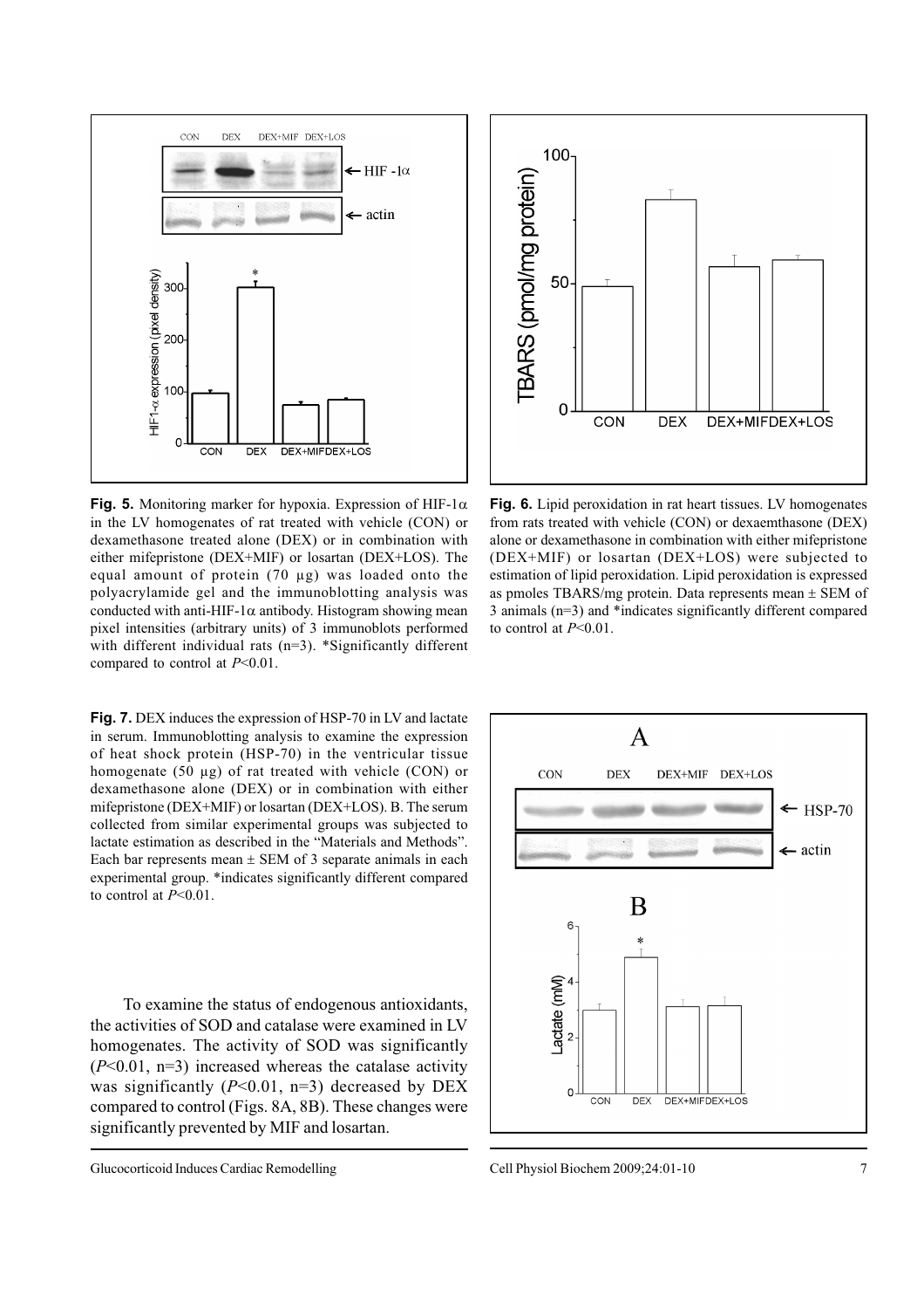**Fig. 5.** Monitoring marker for hypoxia. Expression of HIF-1$\alpha$ in the LV homogenates of rat treated with vehicle (CON) or dexamethasone treated alone (DEX) or in combination with either mifepristone (DEX+MIF) or losartan (DEX+LOS). The equal amount of protein (70 µg) was loaded onto the polyacrylamide gel and the immunoblotting analysis was conducted with anti-HIF-1$\alpha$ antibody. Histogram showing mean pixel intensities (arbitrary units) of 3 immunoblots performed with different individual rats (n=3). *Significantly different compared to control at $P<0.01$.

**Fig. 6.** Lipid peroxidation in rat heart tissues. LV homogenates from rats treated with vehicle (CON) or dexaemthasone (DEX) alone or dexamethasone in combination with either mifepristone (DEX+MIF) or losartan (DEX+LOS) were subjected to estimation of lipid peroxidation. Lipid peroxidation is expressed as pmoles TBARS/mg protein. Data represents mean ± SEM of 3 animals (n=3) and *indicates significantly different compared to control at $P<0.01$.

**Fig. 7.** DEX induces the expression of HSP-70 in LV and lactate in serum. Immunoblotting analysis to examine the expression of heat shock protein (HSP-70) in the ventricular tissue homogenate (50 µg) of rat treated with vehicle (CON) or dexamethasone alone (DEX) or in combination with either mifepristone (DEX+MIF) or losartan (DEX+LOS). B. The serum collected from similar experimental groups was subjected to lactate estimation as described in the "Materials and Methods". Each bar represents mean ± SEM of 3 separate animals in each experimental group. *indicates significantly different compared to control at $P<0.01$.

To examine the status of endogenous antioxidants, the activities of SOD and catalase were examined in LV homogenates. The activity of SOD was significantly ($P<0.01$, n=3) increased whereas the catalase activity was significantly ($P<0.01$, n=3) decreased by DEX compared to control (Figs. 8A, 8B). These changes were significantly prevented by MIF and losartan.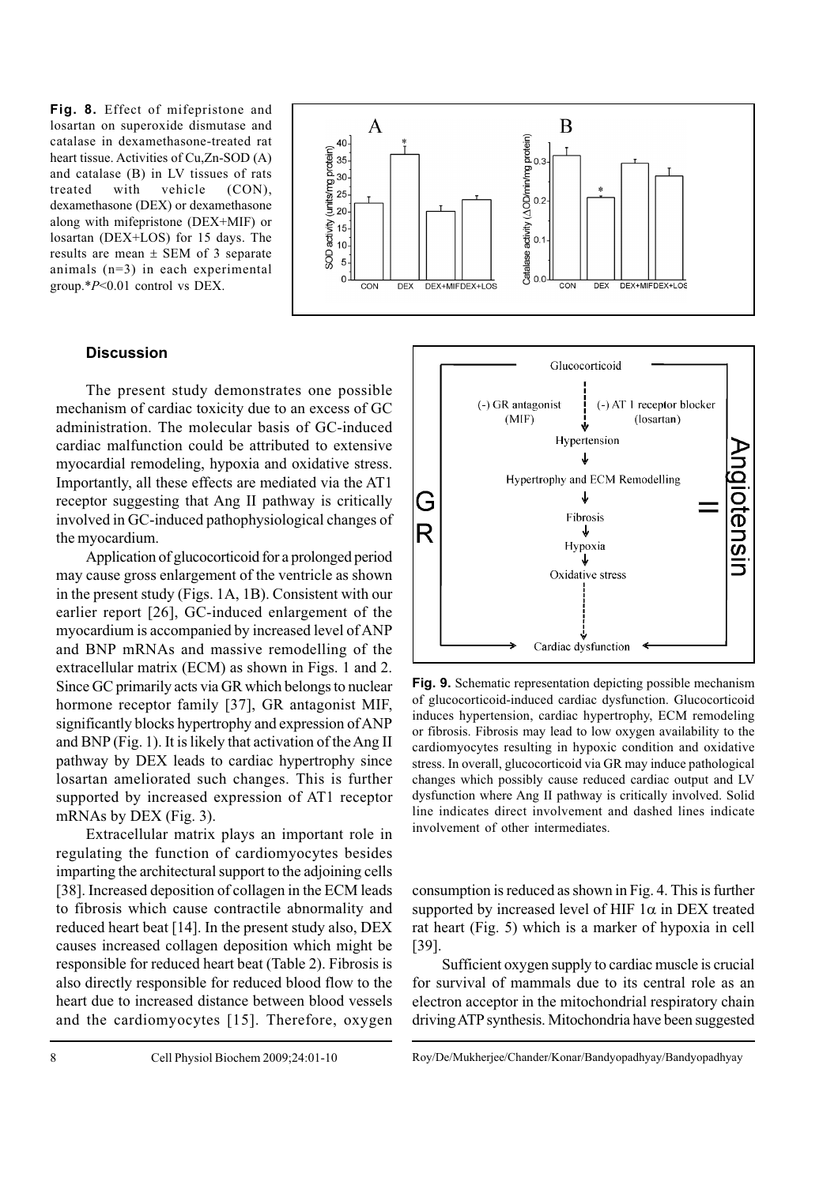**Fig. 8.** Effect of mifepristone and losartan on superoxide dismutase and catalase in dexamethasone-treated rat heart tissue. Activities of Cu,Zn-SOD (A) and catalase (B) in LV tissues of rats treated with vehicle (CON), dexamethasone (DEX) or dexamethasone along with mifepristone (DEX+MIF) or losartan (DEX+LOS) for 15 days. The results are mean ± SEM of 3 separate animals (n=3) in each experimental group.*$P<0.01$ control vs DEX.

### Discussion

The present study demonstrates one possible mechanism of cardiac toxicity due to an excess of GC administration. The molecular basis of GC-induced cardiac malfunction could be attributed to extensive myocardial remodeling, hypoxia and oxidative stress. Importantly, all these effects are mediated via the AT1 receptor suggesting that Ang II pathway is critically involved in GC-induced pathophysiological changes of the myocardium.

Application of glucocorticoid for a prolonged period may cause gross enlargement of the ventricle as shown in the present study (Figs. 1A, 1B). Consistent with our earlier report [26], GC-induced enlargement of the myocardium is accompanied by increased level of ANP and BNP mRNAs and massive remodelling of the extracellular matrix (ECM) as shown in Figs. 1 and 2. Since GC primarily acts via GR which belongs to nuclear hormone receptor family [37], GR antagonist MIF, significantly blocks hypertrophy and expression of ANP and BNP (Fig. 1). It is likely that activation of the Ang II pathway by DEX leads to cardiac hypertrophy since losartan ameliorated such changes. This is further supported by increased expression of AT1 receptor mRNAs by DEX (Fig. 3).

Extracellular matrix plays an important role in regulating the function of cardiomyocytes besides imparting the architectural support to the adjoining cells [38]. Increased deposition of collagen in the ECM leads to fibrosis which cause contractile abnormality and reduced heart beat [14]. In the present study also, DEX causes increased collagen deposition which might be responsible for reduced heart beat (Table 2). Fibrosis is also directly responsible for reduced blood flow to the heart due to increased distance between blood vessels and the cardiomyocytes [15]. Therefore, oxygen consumption is reduced as shown in Fig. 4. This is further supported by increased level of HIF 1$\alpha$ in DEX treated rat heart (Fig. 5) which is a marker of hypoxia in cell [39].

**Fig. 9.** Schematic representation depicting possible mechanism of glucocorticoid-induced cardiac dysfunction. Glucocorticoid induces hypertension, cardiac hypertrophy, ECM remodeling or fibrosis. Fibrosis may lead to low oxygen availability to the cardiomyocytes resulting in hypoxic condition and oxidative stress. In overall, glucocorticoid via GR may induce pathological changes which possibly cause reduced cardiac output and LV dysfunction where Ang II pathway is critically involved. Solid line indicates direct involvement and dashed lines indicate involvement of other intermediates.

Sufficient oxygen supply to cardiac muscle is crucial for survival of mammals due to its central role as an electron acceptor in the mitochondrial respiratory chain driving ATP synthesis. Mitochondria have been suggested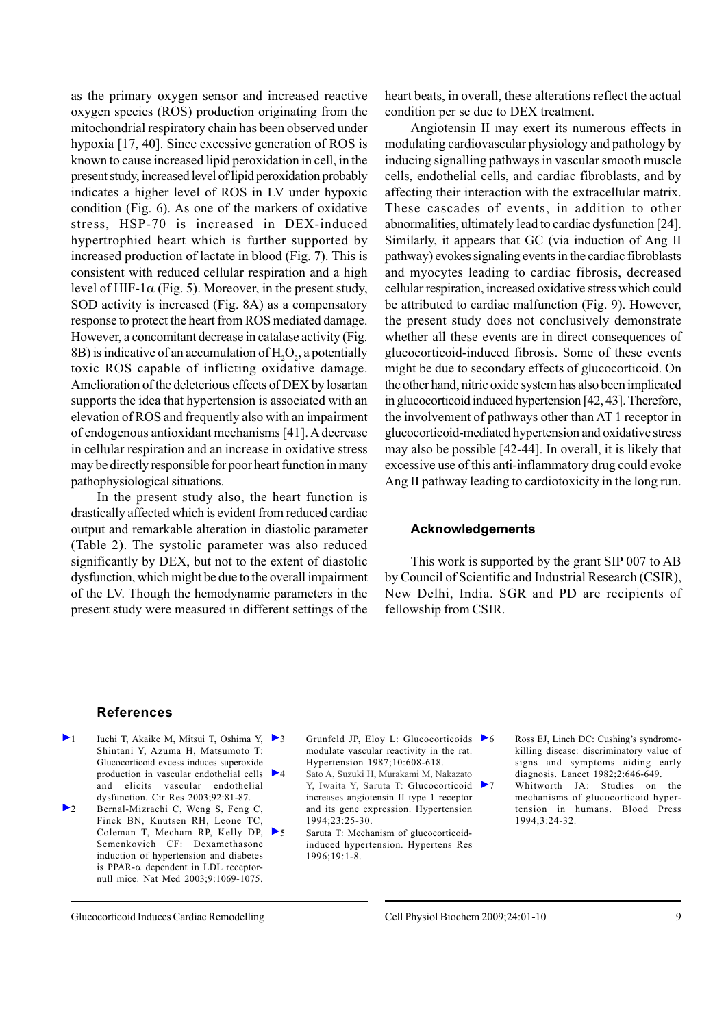as the primary oxygen sensor and increased reactive oxygen species (ROS) production originating from the mitochondrial respiratory chain has been observed under hypoxia [17, 40]. Since excessive generation of ROS is known to cause increased lipid peroxidation in cell, in the present study, increased level of lipid peroxidation probably indicates a higher level of ROS in LV under hypoxic condition (Fig. 6). As one of the markers of oxidative stress, HSP-70 is increased in DEX-induced hypertrophied heart which is further supported by increased production of lactate in blood (Fig. 7). This is consistent with reduced cellular respiration and a high level of HIF-1$\alpha$ (Fig. 5). Moreover, in the present study, SOD activity is increased (Fig. 8A) as a compensatory response to protect the heart from ROS mediated damage. However, a concomitant decrease in catalase activity (Fig. 8B) is indicative of an accumulation of $H_2O_2$, a potentially toxic ROS capable of inflicting oxidative damage. Amelioration of the deleterious effects of DEX by losartan supports the idea that hypertension is associated with an elevation of ROS and frequently also with an impairment of endogenous antioxidant mechanisms [41]. A decrease in cellular respiration and an increase in oxidative stress may be directly responsible for poor heart function in many pathophysiological situations.

In the present study also, the heart function is drastically affected which is evident from reduced cardiac output and remarkable alteration in diastolic parameter (Table 2). The systolic parameter was also reduced significantly by DEX, but not to the extent of diastolic dysfunction, which might be due to the overall impairment of the LV. Though the hemodynamic parameters in the present study were measured in different settings of the heart beats, in overall, these alterations reflect the actual condition per se due to DEX treatment.

Angiotensin II may exert its numerous effects in modulating cardiovascular physiology and pathology by inducing signalling pathways in vascular smooth muscle cells, endothelial cells, and cardiac fibroblasts, and by affecting their interaction with the extracellular matrix. These cascades of events, in addition to other abnormalities, ultimately lead to cardiac dysfunction [24]. Similarly, it appears that GC (via induction of Ang II pathway) evokes signaling events in the cardiac fibroblasts and myocytes leading to cardiac fibrosis, decreased cellular respiration, increased oxidative stress which could be attributed to cardiac malfunction (Fig. 9). However, the present study does not conclusively demonstrate whether all these events are in direct consequences of glucocorticoid-induced fibrosis. Some of these events might be due to secondary effects of glucocorticoid. On the other hand, nitric oxide system has also been implicated in glucocorticoid induced hypertension [42, 43]. Therefore, the involvement of pathways other than AT 1 receptor in glucocorticoid-mediated hypertension and oxidative stress may also be possible [42-44]. In overall, it is likely that excessive use of this anti-inflammatory drug could evoke Ang II pathway leading to cardiotoxicity in the long run.

## Acknowledgements

This work is supported by the grant SIP 007 to AB by Council of Scientific and Industrial Research (CSIR), New Delhi, India. SGR and PD are recipients of fellowship from CSIR.

## References

1. Iuchi T, Akaike M, Mitsui T, Oshima Y, Shintani Y, Azuma H, Matsumoto T: Glucocorticoid excess induces superoxide production in vascular endothelial cells and elicits vascular endothelial dysfunction. Cir Res 2003;92:81-87.
2. Bernal-Mizrachi C, Weng S, Feng C, Finck BN, Knutsen RH, Leone TC, Coleman T, Mecham RP, Kelly DP, Semenkovich CF: Dexamethasone induction of hypertension and diabetes is PPAR-$\alpha$ dependent in LDL receptor-null mice. Nat Med 2003;9:1069-1075.
3. Grunfeld JP, Eloy L: Glucocorticoids modulate vascular reactivity in the rat. Hypertension 1987;10:608-618.
4. Sato A, Suzuki H, Murakami M, Nakazato Y, Iwaita Y, Saruta T: Glucocorticoid increases angiotensin II type 1 receptor and its gene expression. Hypertension 1994;23:25-30.
5. Saruta T: Mechanism of glucocorticoid-induced hypertension. Hypertens Res 1996;19:1-8.
6. Ross EJ, Linch DC: Cushing's syndrome-killing disease: discriminatory value of signs and symptoms aiding early diagnosis. Lancet 1982;2:646-649.
7. Whitworth JA: Studies on the mechanisms of glucocorticoid hypertension in humans. Blood Press 1994;3:24-32.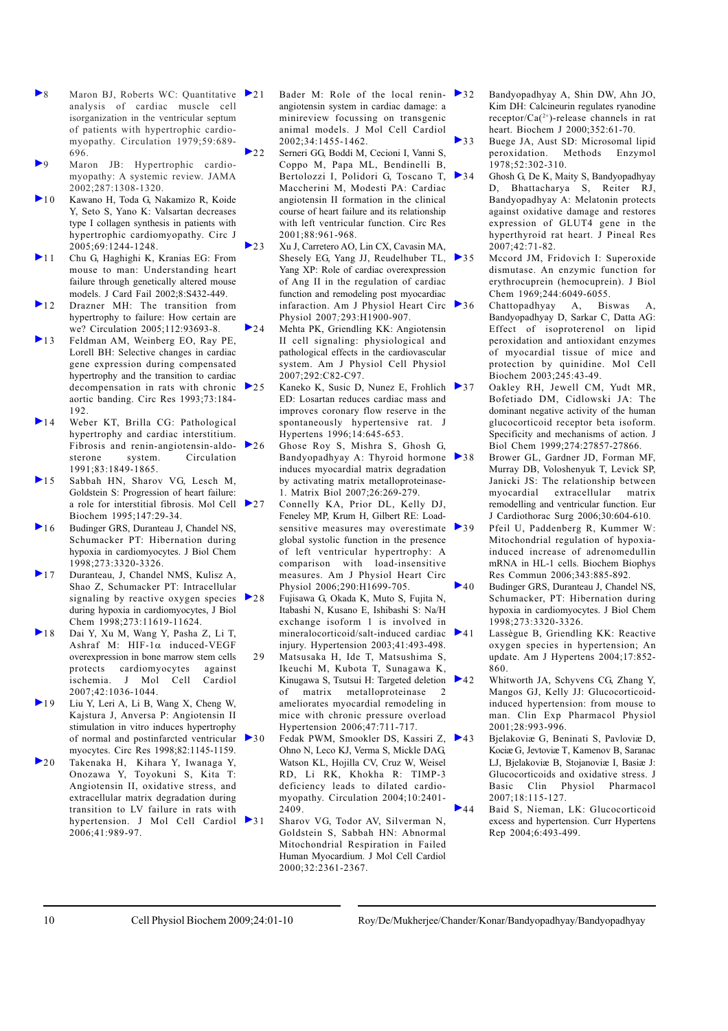8. Maron BJ, Roberts WC: Quantitative analysis of cardiac muscle cell isorganization in the ventricular septum of patients with hypertrophic cardiomyopathy. Circulation 1979;59:689-696.
9. Maron JB: Hypertrophic cardiomyopathy: A systemic review. JAMA 2002;287:1308-1320.
10. Kawano H, Toda G, Nakamizo R, Koide Y, Seto S, Yano K: Valsartan decreases type I collagen synthesis in patients with hypertrophic cardiomyopathy. Circ J 2005;69:1244-1248.
11. Chu G, Haghighi K, Kranias EG: From mouse to man: Understanding heart failure through genetically altered mouse models. J Card Fail 2002;8:S432-449.
12. Drazner MH: The transition from hypertrophy to failure: How certain are we? Circulation 2005;112:93693-8.
13. Feldman AM, Weinberg EO, Ray PE, Lorell BH: Selective changes in cardiac gene expression during compensated hypertrophy and the transition to cardiac decompensation in rats with chronic aortic banding. Circ Res 1993;73:184-192.
14. Weber KT, Brilla CG: Pathological hypertrophy and cardiac interstitium. Fibrosis and renin-angiotensin-aldosterone system. Circulation 1991;83:1849-1865.
15. Sabbah HN, Sharov VG, Lesch M, Goldstein S: Progression of heart failure: a role for interstitial fibrosis. Mol Cell Biochem 1995;147:29-34.
16. Budinger GRS, Duranteau J, Chandel NS, Schumacker PT: Hibernation during hypoxia in cardiomyocytes. J Biol Chem 1998;273:3320-3326.
17. Duranteau, J, Chandel NMS, Kulisz A, Shao Z, Schumacker PT: Intracellular signaling by reactive oxygen species during hypoxia in cardiomyocytes, J Biol Chem 1998;273:11619-11624.
18. Dai Y, Xu M, Wang Y, Pasha Z, Li T, Ashraf M: HIF-1α induced-VEGF overexpression in bone marrow stem cells protects cardiomyocytes against ischemia. J Mol Cell Cardiol 2007;42:1036-1044.
19. Liu Y, Leri A, Li B, Wang X, Cheng W, Kajstura J, Anversa P: Angiotensin II stimulation in vitro induces hypertrophy of normal and postinfarcted ventricular myocytes. Circ Res 1998;82:1145-1159.
20. Takenaka H, Kihara Y, Iwanaga Y, Onozawa Y, Toyokuni S, Kita T: Angiotensin II, oxidative stress, and extracellular matrix degradation during transition to LV failure in rats with hypertension. J Mol Cell Cardiol 2006;41:989-97.
21. Bader M: Role of the local renin-angiotensin system in cardiac damage: a minireview focussing on transgenic animal models. J Mol Cell Cardiol 2002;34:1455-1462.
22. Serneri GG, Boddi M, Cecioni I, Vanni S, Coppo M, Papa ML, Bendinelli B, Bertolozzi I, Polidori G, Toscano T, Maccherini M, Modesti PA: Cardiac angiotensin II formation in the clinical course of heart failure and its relationship with left ventricular function. Circ Res 2001;88:961-968.
23. Xu J, Carretero AO, Lin CX, Cavasin MA, Shesely EG, Yang JJ, Reudelhuber TL, Yang XP: Role of cardiac overexpression of Ang II in the regulation of cardiac function and remodeling post myocardiac infarction. Am J Physiol Heart Circ Physiol 2007;293:H1900-907.
24. Mehta PK, Griendling KK: Angiotensin II cell signaling: physiological and pathological effects in the cardiovascular system. Am J Physiol Cell Physiol 2007;292:C82-C97.
25. Kaneko K, Susic D, Nunez E, Frohlich ED: Losartan reduces cardiac mass and improves coronary flow reserve in the spontaneously hypertensive rat. J Hypertens 1996;14:645-653.
26. Ghose Roy S, Mishra S, Ghosh G, Bandyopadhyay A: Thyroid hormone induces myocardial matrix degradation by activating matrix metalloproteinase-1. Matrix Biol 2007;26:269-279.
27. Connelly KA, Prior DL, Kelly DJ, Feneley MP, Krum H, Gilbert RE: Load-sensitive measures may overestimate global systolic function in the presence of left ventricular hypertrophy: A comparison with load-insensitive measures. Am J Physiol Heart Circ Physiol 2006;290:H1699-705.
28. Fujisawa G, Okada K, Muto S, Fujita N, Itabashi N, Kusano E, Ishibashi S: Na/H exchange isoform 1 is involved in mineralocorticoid/salt-induced cardiac injury. Hypertension 2003;41:493-498.
29. Matsusaka H, Ide T, Matsushima S, Ikeuchi M, Kubota T, Sunagawa K, Kinugawa S, Tsutsui H: Targeted deletion of matrix metalloproteinase 2 ameliorates myocardial remodeling in mice with chronic pressure overload Hypertension 2006;47:711-717.
30. Fedak PWM, Smookler DS, Kassiri Z, Ohno N, Leco KJ, Verma S, Mickle DAG, Watson KL, Hojilla CV, Cruz W, Weisel RD, Li RK, Khokha R: TIMP-3 deficiency leads to dilated cardiomyopathy. Circulation 2004;10:2401-2409.
31. Sharov VG, Todor AV, Silverman N, Goldstein S, Sabbah HN: Abnormal Mitochondrial Respiration in Failed Human Myocardium. J Mol Cell Cardiol 2000;32:2361-2367.
32. Bandyopadhyay A, Shin DW, Ahn JO, Kim DH: Calcineurin regulates ryanodine receptor/$Ca^{2+}$)-release channels in rat heart. Biochem J 2000;352:61-70.
33. Buege JA, Aust SD: Microsomal lipid peroxidation. Methods Enzymol 1978;52:302-310.
34. Ghosh G, De K, Maity S, Bandyopadhyay D, Bhattacharya S, Reiter RJ, Bandyopadhyay A: Melatonin protects against oxidative damage and restores expression of GLUT4 gene in the hyperthyroid rat heart. J Pineal Res 2007;42:71-82.
35. Mccord JM, Fridovich I: Superoxide dismutase. An enzymic function for erythrocuprein (hemocuprein). J Biol Chem 1969;244:6049-6055.
36. Chattopadhyay A, Biswas A, Bandyopadhyay D, Sarkar C, Datta AG: Effect of isoproterenol on lipid peroxidation and antioxidant enzymes of myocardial tissue of mice and protection by quinidine. Mol Cell Biochem 2003;245:43-49.
37. Oakley RH, Jewell CM, Yudt MR, Bofetiado DM, Cidlowski JA: The dominant negative activity of the human glucocorticoid receptor beta isoform. Specificity and mechanisms of action. J Biol Chem 1999;274:27857-27866.
38. Brower GL, Gardner JD, Forman MF, Murray DB, Voloshenyuk T, Levick SP, Janicki JS: The relationship between myocardial extracellular matrix remodelling and ventricular function. Eur J Cardiothorac Surg 2006;30:604-610.
39. Pfeil U, Paddenberg R, Kummer W: Mitochondrial regulation of hypoxia-induced increase of adrenomedullin mRNA in HL-1 cells. Biochem Biophys Res Commun 2006;343:885-892.
40. Budinger GRS, Duranteau J, Chandel NS, Schumacker, PT: Hibernation during hypoxia in cardiomyocytes. J Biol Chem 1998;273:3320-3326.
41. Lassègue B, Griendling KK: Reactive oxygen species in hypertension; An update. Am J Hypertens 2004;17:852-860.
42. Whitworth JA, Schyvens CG, Zhang Y, Mangos GJ, Kelly JJ: Glucocorticoid-induced hypertension: from mouse to man. Clin Exp Pharmacol Physiol 2001;28:993-996.
43. Bjelakoviæ G, Beninati S, Pavloviæ D, Kociæ G, Jevtoviæ T, Kamenov B, Saranac LJ, Bjelakoviæ B, Stojanoviæ I, Basiæ J: Glucocorticoids and oxidative stress. J Basic Clin Physiol Pharmacol 2007;18:115-127.
44. Baid S, Nieman, LK: Glucocorticoid excess and hypertension. Curr Hypertens Rep 2004;6:493-499.